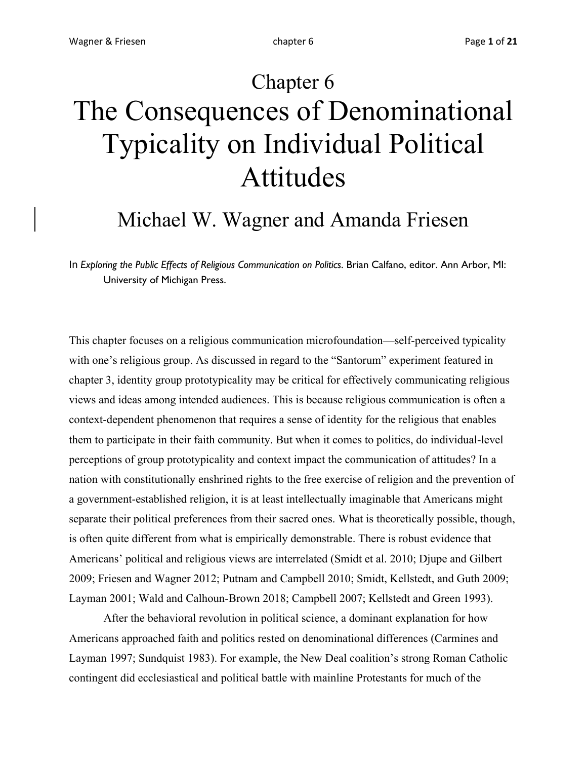# Chapter 6

# The Consequences of Denominational Typicality on Individual Political Attitudes

## Michael W. Wagner and Amanda Friesen

In *Exploring the Public Effects of Religious Communication on Politics*. Brian Calfano, editor. Ann Arbor, MI: University of Michigan Press.

This chapter focuses on a religious communication microfoundation—self-perceived typicality with one's religious group. As discussed in regard to the "Santorum" experiment featured in chapter 3, identity group prototypicality may be critical for effectively communicating religious views and ideas among intended audiences. This is because religious communication is often a context-dependent phenomenon that requires a sense of identity for the religious that enables them to participate in their faith community. But when it comes to politics, do individual-level perceptions of group prototypicality and context impact the communication of attitudes? In a nation with constitutionally enshrined rights to the free exercise of religion and the prevention of a government-established religion, it is at least intellectually imaginable that Americans might separate their political preferences from their sacred ones. What is theoretically possible, though, is often quite different from what is empirically demonstrable. There is robust evidence that Americans' political and religious views are interrelated (Smidt et al. 2010; Djupe and Gilbert 2009; Friesen and Wagner 2012; Putnam and Campbell 2010; Smidt, Kellstedt, and Guth 2009; Layman 2001; Wald and Calhoun-Brown 2018; Campbell 2007; Kellstedt and Green 1993).

After the behavioral revolution in political science, a dominant explanation for how Americans approached faith and politics rested on denominational differences (Carmines and Layman 1997; Sundquist 1983). For example, the New Deal coalition's strong Roman Catholic contingent did ecclesiastical and political battle with mainline Protestants for much of the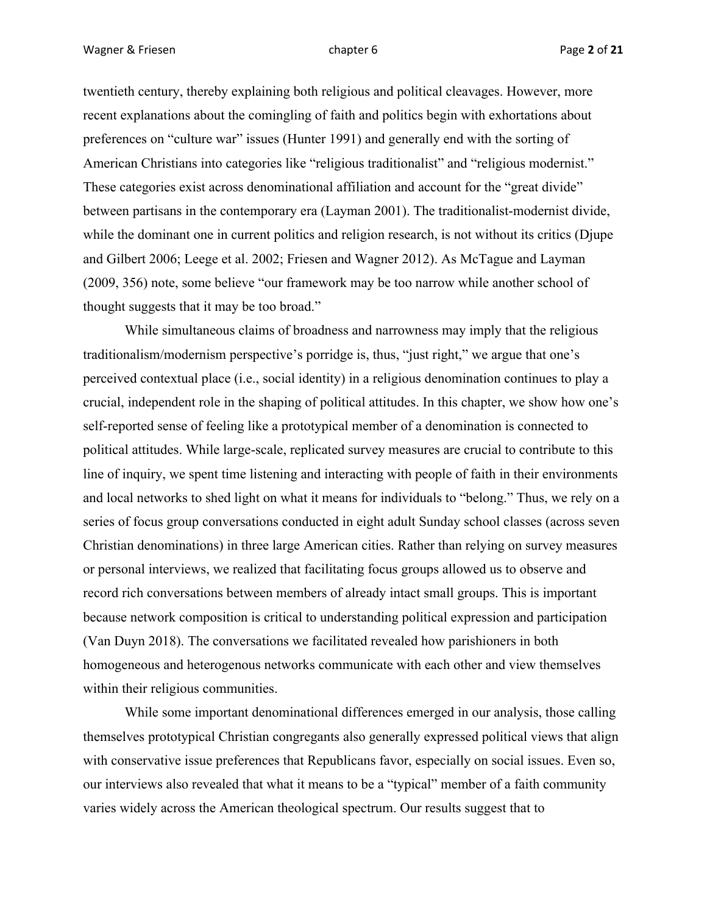twentieth century, thereby explaining both religious and political cleavages. However, more recent explanations about the comingling of faith and politics begin with exhortations about preferences on "culture war" issues (Hunter 1991) and generally end with the sorting of American Christians into categories like "religious traditionalist" and "religious modernist." These categories exist across denominational affiliation and account for the "great divide" between partisans in the contemporary era (Layman 2001). The traditionalist-modernist divide, while the dominant one in current politics and religion research, is not without its critics (Djupe and Gilbert 2006; Leege et al. 2002; Friesen and Wagner 2012). As McTague and Layman (2009, 356) note, some believe "our framework may be too narrow while another school of thought suggests that it may be too broad."

While simultaneous claims of broadness and narrowness may imply that the religious traditionalism/modernism perspective's porridge is, thus, "just right," we argue that one's perceived contextual place (i.e., social identity) in a religious denomination continues to play a crucial, independent role in the shaping of political attitudes. In this chapter, we show how one's self-reported sense of feeling like a prototypical member of a denomination is connected to political attitudes. While large-scale, replicated survey measures are crucial to contribute to this line of inquiry, we spent time listening and interacting with people of faith in their environments and local networks to shed light on what it means for individuals to "belong." Thus, we rely on a series of focus group conversations conducted in eight adult Sunday school classes (across seven Christian denominations) in three large American cities. Rather than relying on survey measures or personal interviews, we realized that facilitating focus groups allowed us to observe and record rich conversations between members of already intact small groups. This is important because network composition is critical to understanding political expression and participation (Van Duyn 2018). The conversations we facilitated revealed how parishioners in both homogeneous and heterogenous networks communicate with each other and view themselves within their religious communities.

While some important denominational differences emerged in our analysis, those calling themselves prototypical Christian congregants also generally expressed political views that align with conservative issue preferences that Republicans favor, especially on social issues. Even so, our interviews also revealed that what it means to be a "typical" member of a faith community varies widely across the American theological spectrum. Our results suggest that to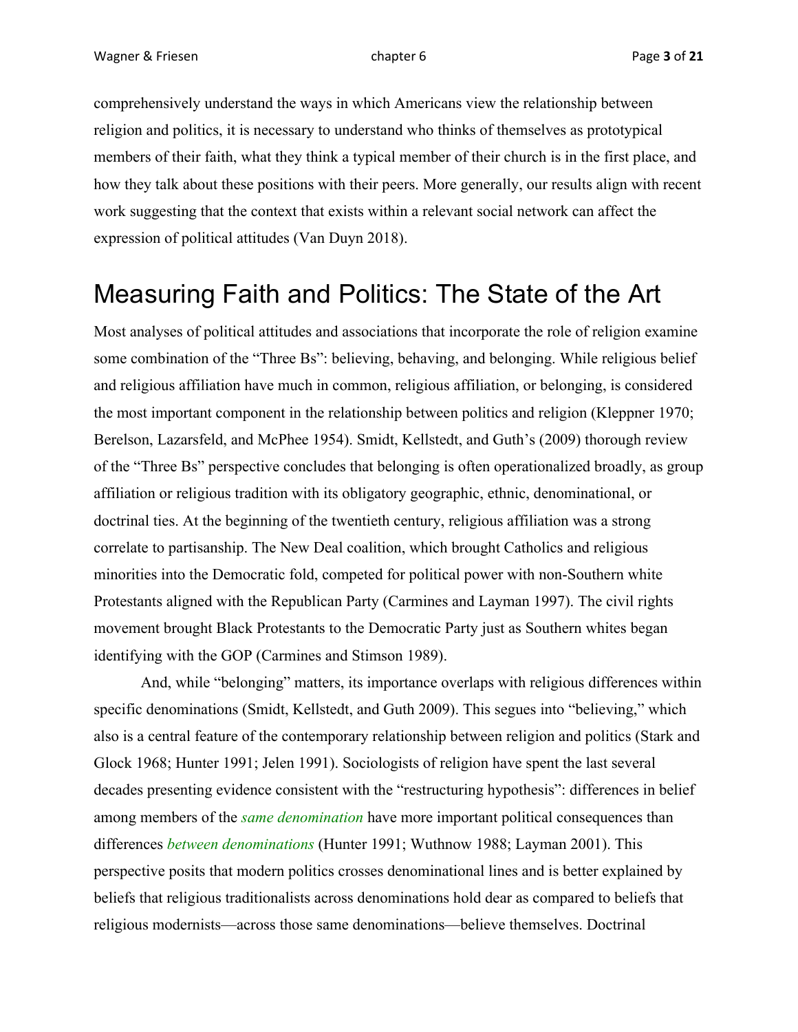comprehensively understand the ways in which Americans view the relationship between religion and politics, it is necessary to understand who thinks of themselves as prototypical members of their faith, what they think a typical member of their church is in the first place, and how they talk about these positions with their peers. More generally, our results align with recent work suggesting that the context that exists within a relevant social network can affect the expression of political attitudes (Van Duyn 2018).

# Measuring Faith and Politics: The State of the Art

Most analyses of political attitudes and associations that incorporate the role of religion examine some combination of the "Three Bs": believing, behaving, and belonging. While religious belief and religious affiliation have much in common, religious affiliation, or belonging, is considered the most important component in the relationship between politics and religion (Kleppner 1970; Berelson, Lazarsfeld, and McPhee 1954). Smidt, Kellstedt, and Guth's (2009) thorough review of the "Three Bs" perspective concludes that belonging is often operationalized broadly, as group affiliation or religious tradition with its obligatory geographic, ethnic, denominational, or doctrinal ties. At the beginning of the twentieth century, religious affiliation was a strong correlate to partisanship. The New Deal coalition, which brought Catholics and religious minorities into the Democratic fold, competed for political power with non-Southern white Protestants aligned with the Republican Party (Carmines and Layman 1997). The civil rights movement brought Black Protestants to the Democratic Party just as Southern whites began identifying with the GOP (Carmines and Stimson 1989).

And, while "belonging" matters, its importance overlaps with religious differences within specific denominations (Smidt, Kellstedt, and Guth 2009). This segues into "believing," which also is a central feature of the contemporary relationship between religion and politics (Stark and Glock 1968; Hunter 1991; Jelen 1991). Sociologists of religion have spent the last several decades presenting evidence consistent with the "restructuring hypothesis": differences in belief among members of the *same denomination* have more important political consequences than differences *between denominations* (Hunter 1991; Wuthnow 1988; Layman 2001). This perspective posits that modern politics crosses denominational lines and is better explained by beliefs that religious traditionalists across denominations hold dear as compared to beliefs that religious modernists—across those same denominations—believe themselves. Doctrinal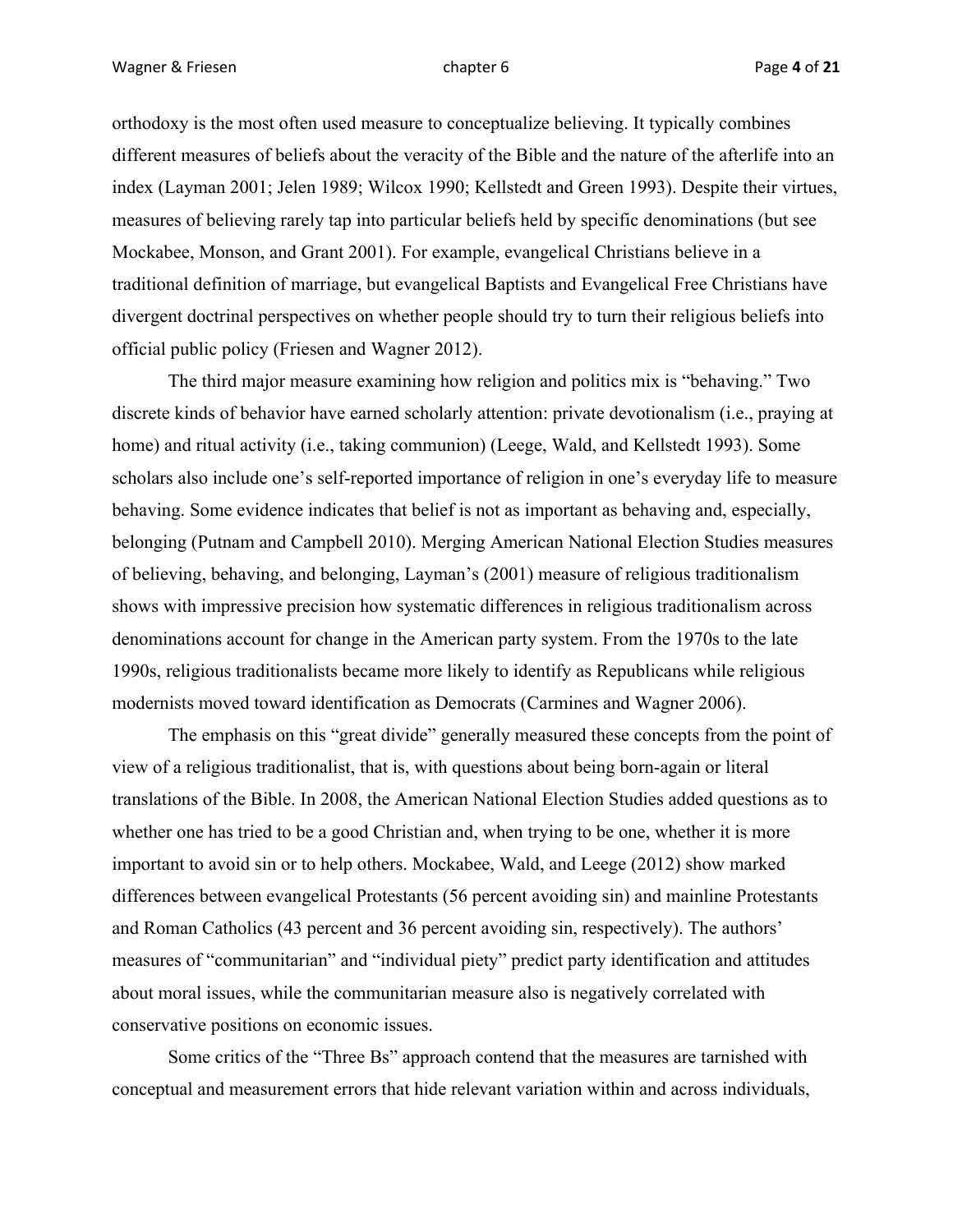orthodoxy is the most often used measure to conceptualize believing. It typically combines different measures of beliefs about the veracity of the Bible and the nature of the afterlife into an index (Layman 2001; Jelen 1989; Wilcox 1990; Kellstedt and Green 1993). Despite their virtues, measures of believing rarely tap into particular beliefs held by specific denominations (but see Mockabee, Monson, and Grant 2001). For example, evangelical Christians believe in a traditional definition of marriage, but evangelical Baptists and Evangelical Free Christians have divergent doctrinal perspectives on whether people should try to turn their religious beliefs into official public policy (Friesen and Wagner 2012).

The third major measure examining how religion and politics mix is "behaving." Two discrete kinds of behavior have earned scholarly attention: private devotionalism (i.e., praying at home) and ritual activity (i.e., taking communion) (Leege, Wald, and Kellstedt 1993). Some scholars also include one's self-reported importance of religion in one's everyday life to measure behaving. Some evidence indicates that belief is not as important as behaving and, especially, belonging (Putnam and Campbell 2010). Merging American National Election Studies measures of believing, behaving, and belonging, Layman's (2001) measure of religious traditionalism shows with impressive precision how systematic differences in religious traditionalism across denominations account for change in the American party system. From the 1970s to the late 1990s, religious traditionalists became more likely to identify as Republicans while religious modernists moved toward identification as Democrats (Carmines and Wagner 2006).

The emphasis on this "great divide" generally measured these concepts from the point of view of a religious traditionalist, that is, with questions about being born-again or literal translations of the Bible. In 2008, the American National Election Studies added questions as to whether one has tried to be a good Christian and, when trying to be one, whether it is more important to avoid sin or to help others. Mockabee, Wald, and Leege (2012) show marked differences between evangelical Protestants (56 percent avoiding sin) and mainline Protestants and Roman Catholics (43 percent and 36 percent avoiding sin, respectively). The authors' measures of "communitarian" and "individual piety" predict party identification and attitudes about moral issues, while the communitarian measure also is negatively correlated with conservative positions on economic issues.

Some critics of the "Three Bs" approach contend that the measures are tarnished with conceptual and measurement errors that hide relevant variation within and across individuals,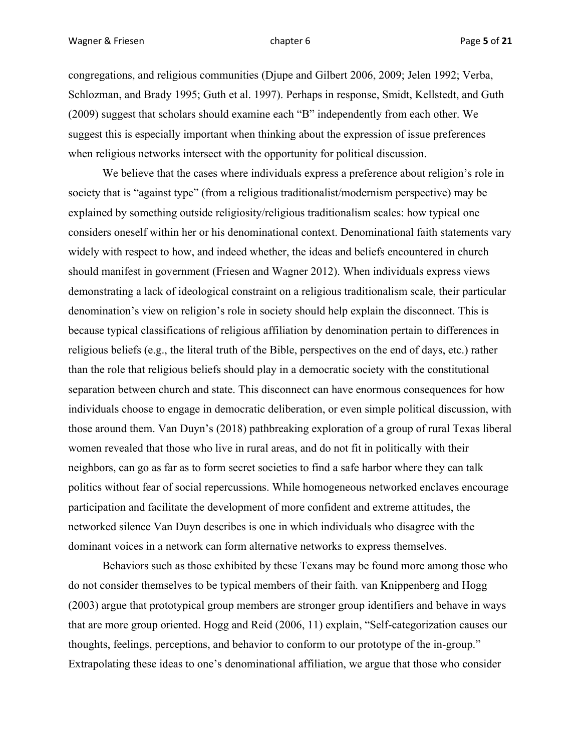congregations, and religious communities (Djupe and Gilbert 2006, 2009; Jelen 1992; Verba, Schlozman, and Brady 1995; Guth et al. 1997). Perhaps in response, Smidt, Kellstedt, and Guth (2009) suggest that scholars should examine each "B" independently from each other. We suggest this is especially important when thinking about the expression of issue preferences when religious networks intersect with the opportunity for political discussion.

We believe that the cases where individuals express a preference about religion's role in society that is "against type" (from a religious traditionalist/modernism perspective) may be explained by something outside religiosity/religious traditionalism scales: how typical one considers oneself within her or his denominational context. Denominational faith statements vary widely with respect to how, and indeed whether, the ideas and beliefs encountered in church should manifest in government (Friesen and Wagner 2012). When individuals express views demonstrating a lack of ideological constraint on a religious traditionalism scale, their particular denomination's view on religion's role in society should help explain the disconnect. This is because typical classifications of religious affiliation by denomination pertain to differences in religious beliefs (e.g., the literal truth of the Bible, perspectives on the end of days, etc.) rather than the role that religious beliefs should play in a democratic society with the constitutional separation between church and state. This disconnect can have enormous consequences for how individuals choose to engage in democratic deliberation, or even simple political discussion, with those around them. Van Duyn's (2018) pathbreaking exploration of a group of rural Texas liberal women revealed that those who live in rural areas, and do not fit in politically with their neighbors, can go as far as to form secret societies to find a safe harbor where they can talk politics without fear of social repercussions. While homogeneous networked enclaves encourage participation and facilitate the development of more confident and extreme attitudes, the networked silence Van Duyn describes is one in which individuals who disagree with the dominant voices in a network can form alternative networks to express themselves.

Behaviors such as those exhibited by these Texans may be found more among those who do not consider themselves to be typical members of their faith. van Knippenberg and Hogg (2003) argue that prototypical group members are stronger group identifiers and behave in ways that are more group oriented. Hogg and Reid (2006, 11) explain, "Self-categorization causes our thoughts, feelings, perceptions, and behavior to conform to our prototype of the in-group." Extrapolating these ideas to one's denominational affiliation, we argue that those who consider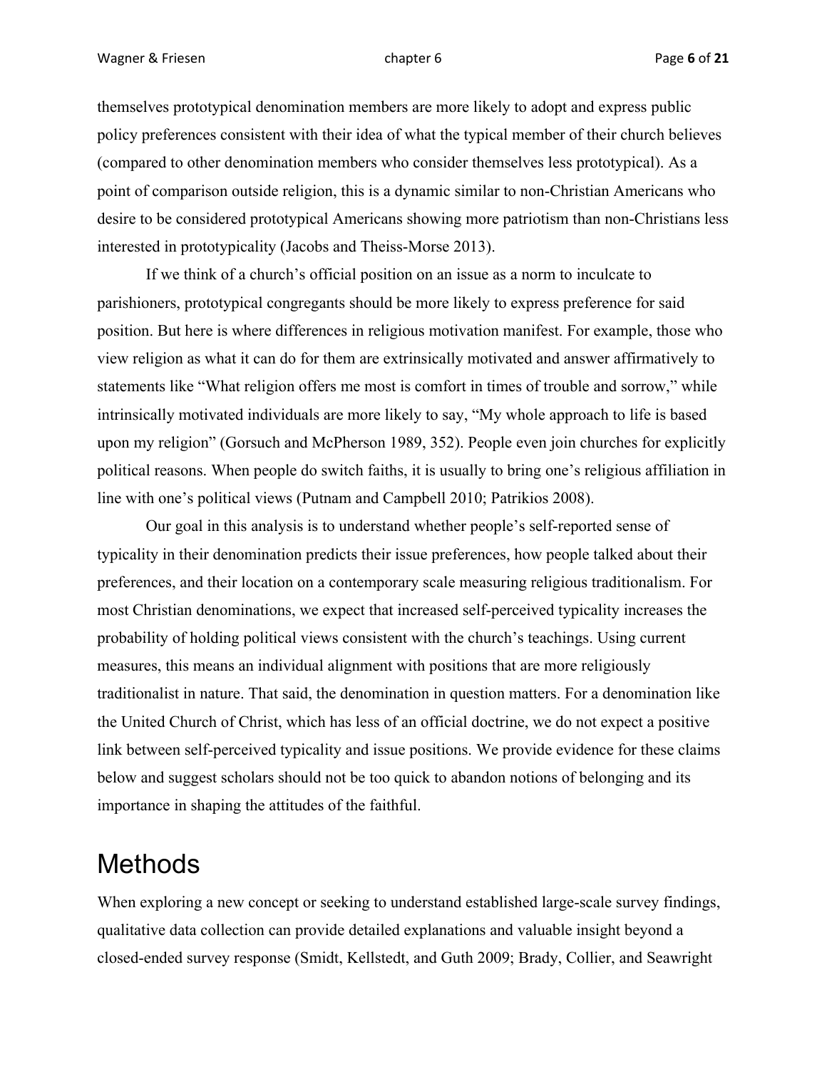themselves prototypical denomination members are more likely to adopt and express public policy preferences consistent with their idea of what the typical member of their church believes (compared to other denomination members who consider themselves less prototypical). As a point of comparison outside religion, this is a dynamic similar to non-Christian Americans who desire to be considered prototypical Americans showing more patriotism than non-Christians less interested in prototypicality (Jacobs and Theiss-Morse 2013).

If we think of a church's official position on an issue as a norm to inculcate to parishioners, prototypical congregants should be more likely to express preference for said position. But here is where differences in religious motivation manifest. For example, those who view religion as what it can do for them are extrinsically motivated and answer affirmatively to statements like "What religion offers me most is comfort in times of trouble and sorrow," while intrinsically motivated individuals are more likely to say, "My whole approach to life is based upon my religion" (Gorsuch and McPherson 1989, 352). People even join churches for explicitly political reasons. When people do switch faiths, it is usually to bring one's religious affiliation in line with one's political views (Putnam and Campbell 2010; Patrikios 2008).

Our goal in this analysis is to understand whether people's self-reported sense of typicality in their denomination predicts their issue preferences, how people talked about their preferences, and their location on a contemporary scale measuring religious traditionalism. For most Christian denominations, we expect that increased self-perceived typicality increases the probability of holding political views consistent with the church's teachings. Using current measures, this means an individual alignment with positions that are more religiously traditionalist in nature. That said, the denomination in question matters. For a denomination like the United Church of Christ, which has less of an official doctrine, we do not expect a positive link between self-perceived typicality and issue positions. We provide evidence for these claims below and suggest scholars should not be too quick to abandon notions of belonging and its importance in shaping the attitudes of the faithful.

# Methods

When exploring a new concept or seeking to understand established large-scale survey findings, qualitative data collection can provide detailed explanations and valuable insight beyond a closed-ended survey response (Smidt, Kellstedt, and Guth 2009; Brady, Collier, and Seawright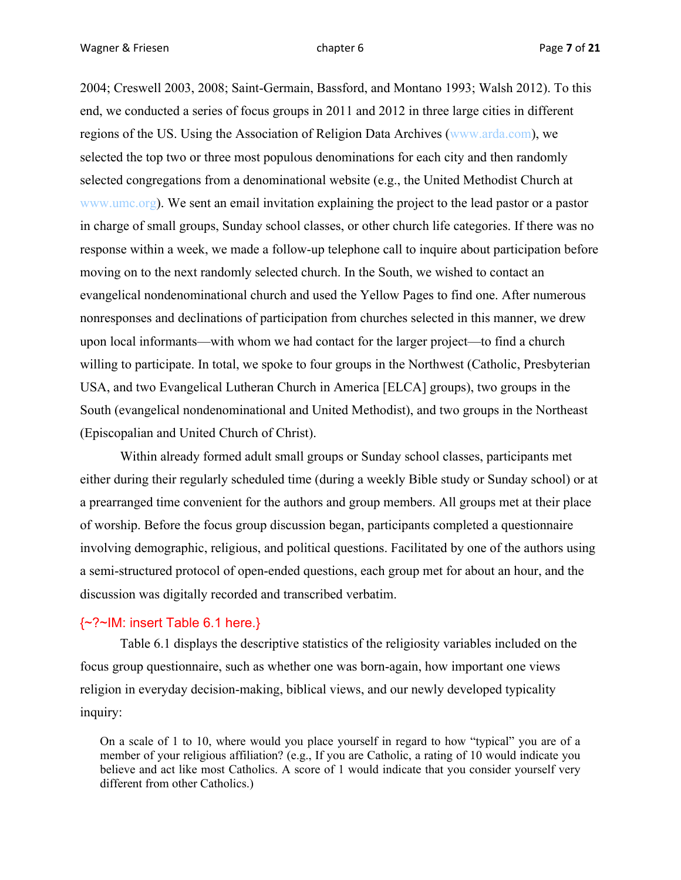2004; Creswell 2003, 2008; Saint-Germain, Bassford, and Montano 1993; Walsh 2012). To this end, we conducted a series of focus groups in 2011 and 2012 in three large cities in different regions of the US. Using the Association of Religion Data Archives (www.arda.com), we selected the top two or three most populous denominations for each city and then randomly selected congregations from a denominational website (e.g., the United Methodist Church at www.umc.org). We sent an email invitation explaining the project to the lead pastor or a pastor in charge of small groups, Sunday school classes, or other church life categories. If there was no response within a week, we made a follow-up telephone call to inquire about participation before moving on to the next randomly selected church. In the South, we wished to contact an evangelical nondenominational church and used the Yellow Pages to find one. After numerous nonresponses and declinations of participation from churches selected in this manner, we drew upon local informants—with whom we had contact for the larger project—to find a church willing to participate. In total, we spoke to four groups in the Northwest (Catholic, Presbyterian USA, and two Evangelical Lutheran Church in America [ELCA] groups), two groups in the South (evangelical nondenominational and United Methodist), and two groups in the Northeast (Episcopalian and United Church of Christ).

Within already formed adult small groups or Sunday school classes, participants met either during their regularly scheduled time (during a weekly Bible study or Sunday school) or at a prearranged time convenient for the authors and group members. All groups met at their place of worship. Before the focus group discussion began, participants completed a questionnaire involving demographic, religious, and political questions. Facilitated by one of the authors using a semi-structured protocol of open-ended questions, each group met for about an hour, and the discussion was digitally recorded and transcribed verbatim.

{~?~IM: insert Table 6.1 here.}

Table 6.1 displays the descriptive statistics of the religiosity variables included on the focus group questionnaire, such as whether one was born-again, how important one views religion in everyday decision-making, biblical views, and our newly developed typicality inquiry:

> On a scale of 1 to 10, where would you place yourself in regard to how "typical" you are of a member of your religious affiliation? (e.g., If you are Catholic, a rating of 10 would indicate you believe and act like most Catholics. A score of 1 would indicate that you consider yourself very different from other Catholics.)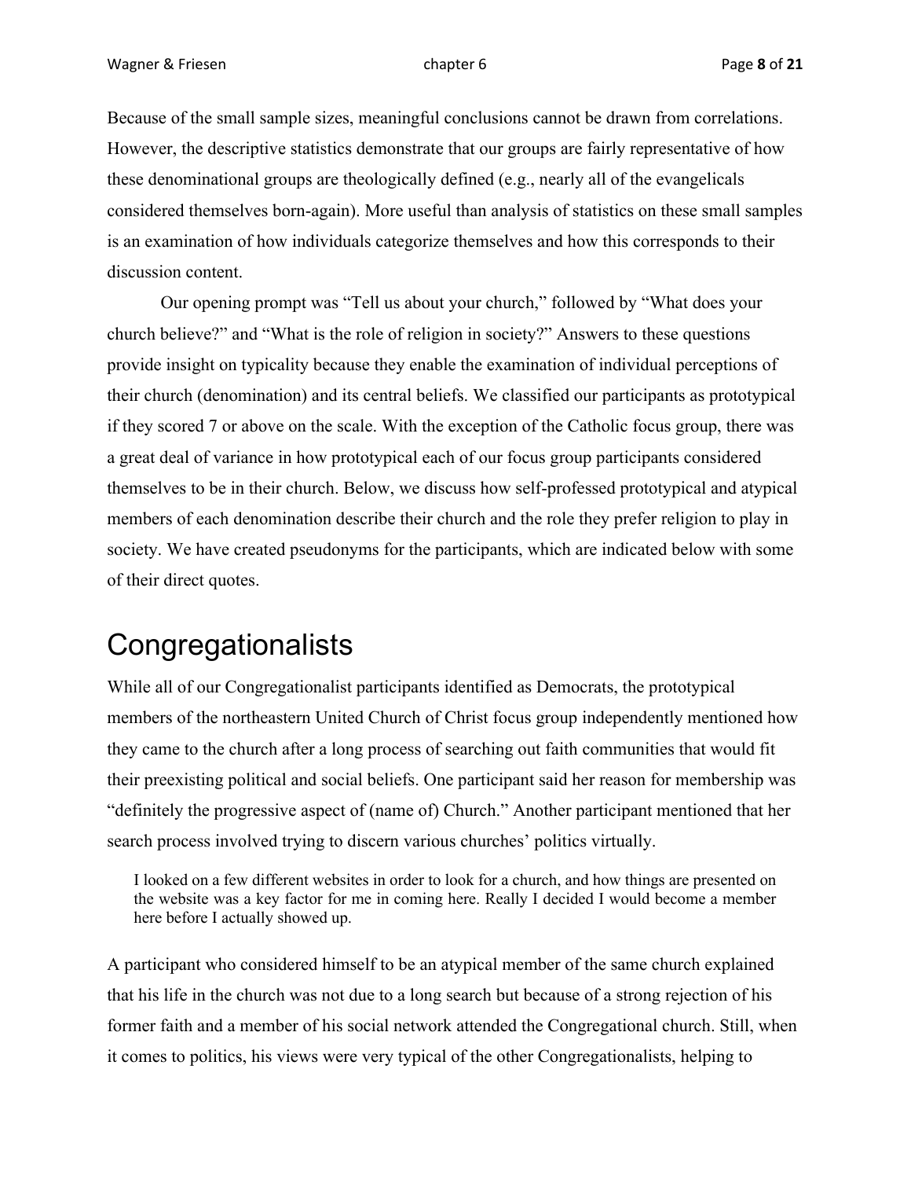Because of the small sample sizes, meaningful conclusions cannot be drawn from correlations. However, the descriptive statistics demonstrate that our groups are fairly representative of how these denominational groups are theologically defined (e.g., nearly all of the evangelicals considered themselves born-again). More useful than analysis of statistics on these small samples is an examination of how individuals categorize themselves and how this corresponds to their discussion content.

Our opening prompt was "Tell us about your church," followed by "What does your church believe?" and "What is the role of religion in society?" Answers to these questions provide insight on typicality because they enable the examination of individual perceptions of their church (denomination) and its central beliefs. We classified our participants as prototypical if they scored 7 or above on the scale. With the exception of the Catholic focus group, there was a great deal of variance in how prototypical each of our focus group participants considered themselves to be in their church. Below, we discuss how self-professed prototypical and atypical members of each denomination describe their church and the role they prefer religion to play in society. We have created pseudonyms for the participants, which are indicated below with some of their direct quotes.

## Congregationalists

While all of our Congregationalist participants identified as Democrats, the prototypical members of the northeastern United Church of Christ focus group independently mentioned how they came to the church after a long process of searching out faith communities that would fit their preexisting political and social beliefs. One participant said her reason for membership was "definitely the progressive aspect of (name of) Church." Another participant mentioned that her search process involved trying to discern various churches' politics virtually.

> I looked on a few different websites in order to look for a church, and how things are presented on the website was a key factor for me in coming here. Really I decided I would become a member here before I actually showed up.

A participant who considered himself to be an atypical member of the same church explained that his life in the church was not due to a long search but because of a strong rejection of his former faith and a member of his social network attended the Congregational church. Still, when it comes to politics, his views were very typical of the other Congregationalists, helping to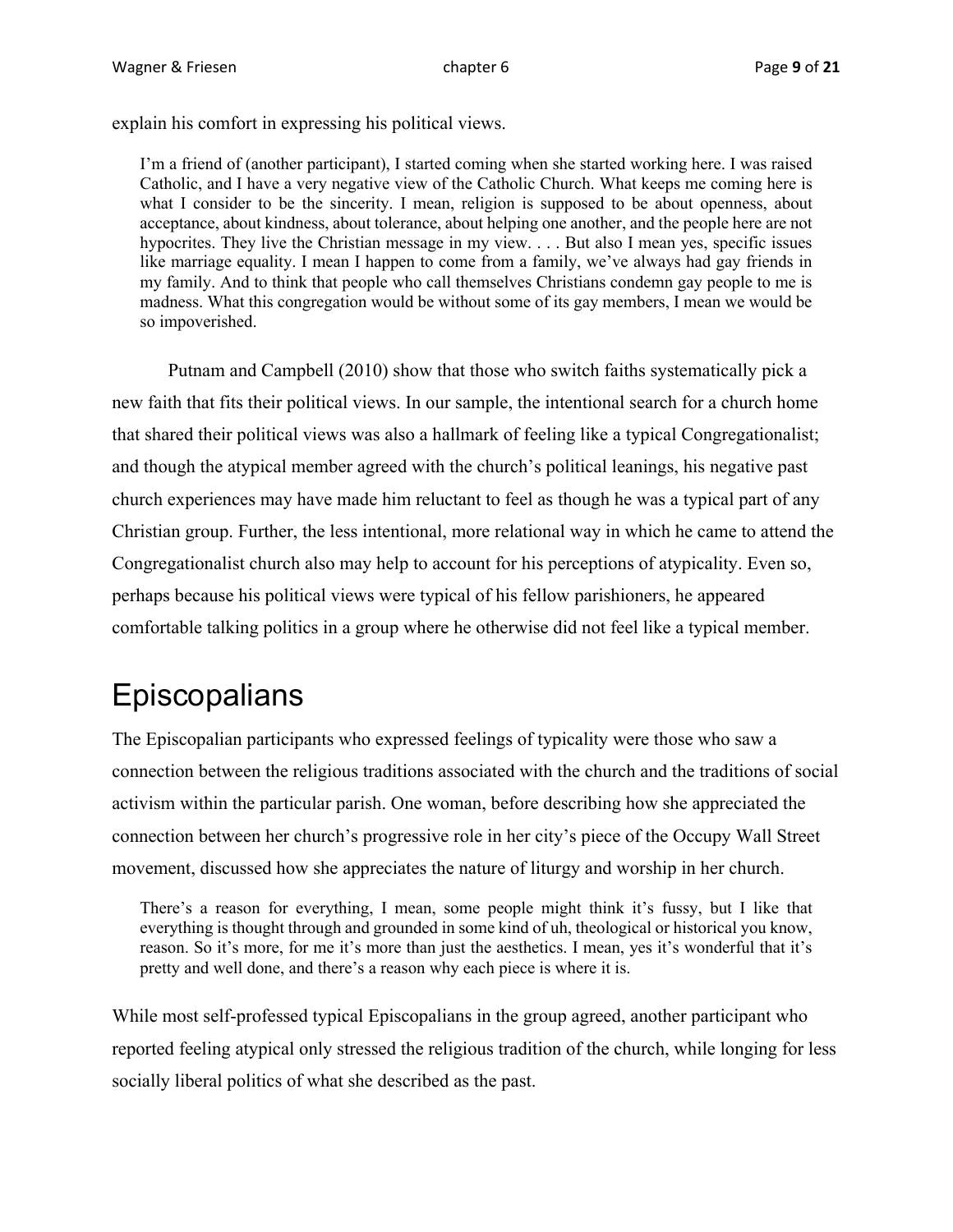explain his comfort in expressing his political views.

> I'm a friend of (another participant), I started coming when she started working here. I was raised Catholic, and I have a very negative view of the Catholic Church. What keeps me coming here is what I consider to be the sincerity. I mean, religion is supposed to be about openness, about acceptance, about kindness, about tolerance, about helping one another, and the people here are not hypocrites. They live the Christian message in my view. . . . But also I mean yes, specific issues like marriage equality. I mean I happen to come from a family, we've always had gay friends in my family. And to think that people who call themselves Christians condemn gay people to me is madness. What this congregation would be without some of its gay members, I mean we would be so impoverished.

Putnam and Campbell (2010) show that those who switch faiths systematically pick a new faith that fits their political views. In our sample, the intentional search for a church home that shared their political views was also a hallmark of feeling like a typical Congregationalist; and though the atypical member agreed with the church's political leanings, his negative past church experiences may have made him reluctant to feel as though he was a typical part of any Christian group. Further, the less intentional, more relational way in which he came to attend the Congregationalist church also may help to account for his perceptions of atypicality. Even so, perhaps because his political views were typical of his fellow parishioners, he appeared comfortable talking politics in a group where he otherwise did not feel like a typical member.

# Episcopalians

The Episcopalian participants who expressed feelings of typicality were those who saw a connection between the religious traditions associated with the church and the traditions of social activism within the particular parish. One woman, before describing how she appreciated the connection between her church's progressive role in her city's piece of the Occupy Wall Street movement, discussed how she appreciates the nature of liturgy and worship in her church.

> There's a reason for everything, I mean, some people might think it's fussy, but I like that everything is thought through and grounded in some kind of uh, theological or historical you know, reason. So it's more, for me it's more than just the aesthetics. I mean, yes it's wonderful that it's pretty and well done, and there's a reason why each piece is where it is.

While most self-professed typical Episcopalians in the group agreed, another participant who reported feeling atypical only stressed the religious tradition of the church, while longing for less socially liberal politics of what she described as the past.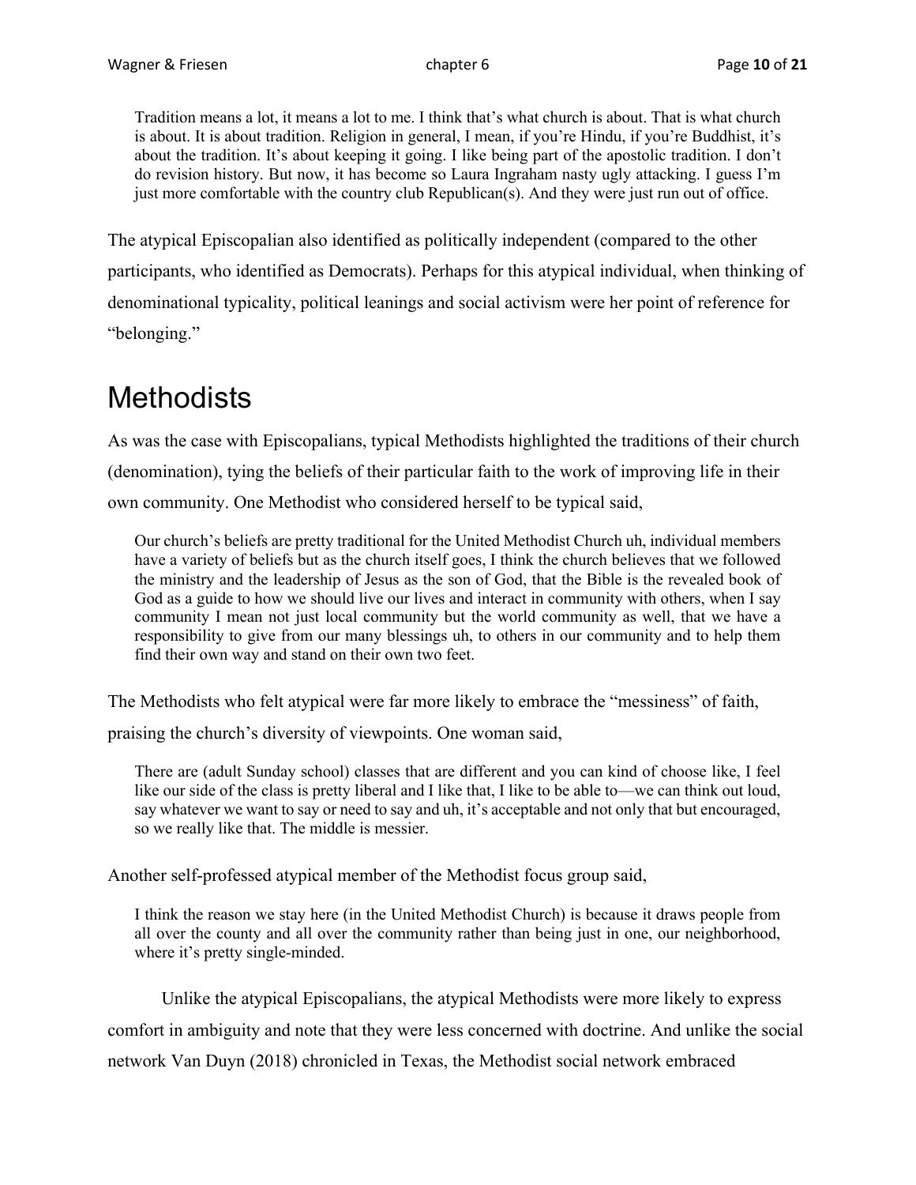> Tradition means a lot, it means a lot to me. I think that's what church is about. That is what church is about. It is about tradition. Religion in general, I mean, if you're Hindu, if you're Buddhist, it's about the tradition. It's about keeping it going. I like being part of the apostolic tradition. I don't do revision history. But now, it has become so Laura Ingraham nasty ugly attacking. I guess I'm just more comfortable with the country club Republican(s). And they were just run out of office.

The atypical Episcopalian also identified as politically independent (compared to the other participants, who identified as Democrats). Perhaps for this atypical individual, when thinking of denominational typicality, political leanings and social activism were her point of reference for "belonging."

# Methodists

As was the case with Episcopalians, typical Methodists highlighted the traditions of their church (denomination), tying the beliefs of their particular faith to the work of improving life in their own community. One Methodist who considered herself to be typical said,

> Our church's beliefs are pretty traditional for the United Methodist Church uh, individual members have a variety of beliefs but as the church itself goes, I think the church believes that we followed the ministry and the leadership of Jesus as the son of God, that the Bible is the revealed book of God as a guide to how we should live our lives and interact in community with others, when I say community I mean not just local community but the world community as well, that we have a responsibility to give from our many blessings uh, to others in our community and to help them find their own way and stand on their own two feet.

The Methodists who felt atypical were far more likely to embrace the "messiness" of faith, praising the church's diversity of viewpoints. One woman said,

> There are (adult Sunday school) classes that are different and you can kind of choose like, I feel like our side of the class is pretty liberal and I like that, I like to be able to—we can think out loud, say whatever we want to say or need to say and uh, it's acceptable and not only that but encouraged, so we really like that. The middle is messier.

Another self-professed atypical member of the Methodist focus group said,

> I think the reason we stay here (in the United Methodist Church) is because it draws people from all over the county and all over the community rather than being just in one, our neighborhood, where it's pretty single-minded.

Unlike the atypical Episcopalians, the atypical Methodists were more likely to express comfort in ambiguity and note that they were less concerned with doctrine. And unlike the social network Van Duyn (2018) chronicled in Texas, the Methodist social network embraced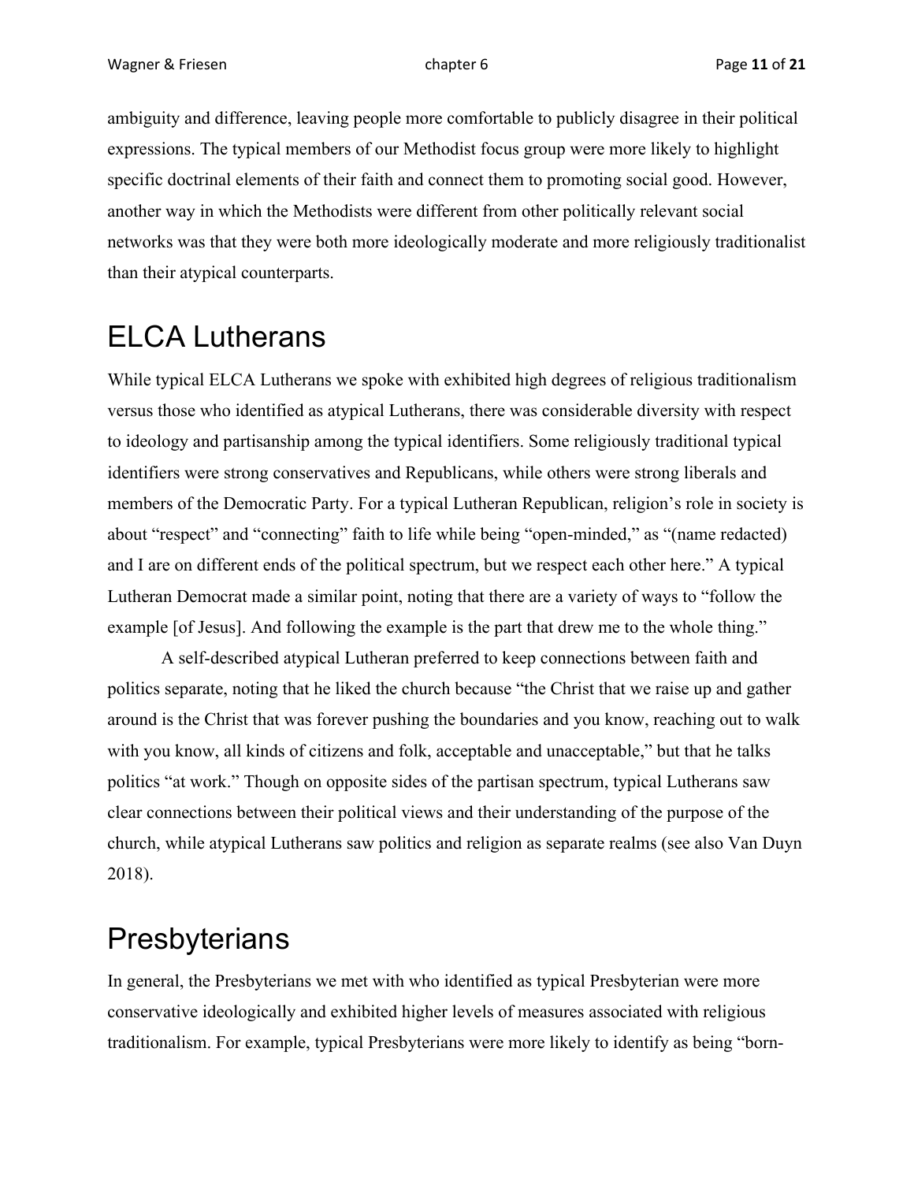ambiguity and difference, leaving people more comfortable to publicly disagree in their political expressions. The typical members of our Methodist focus group were more likely to highlight specific doctrinal elements of their faith and connect them to promoting social good. However, another way in which the Methodists were different from other politically relevant social networks was that they were both more ideologically moderate and more religiously traditionalist than their atypical counterparts.

## ELCA Lutherans

While typical ELCA Lutherans we spoke with exhibited high degrees of religious traditionalism versus those who identified as atypical Lutherans, there was considerable diversity with respect to ideology and partisanship among the typical identifiers. Some religiously traditional typical identifiers were strong conservatives and Republicans, while others were strong liberals and members of the Democratic Party. For a typical Lutheran Republican, religion's role in society is about "respect" and "connecting" faith to life while being "open-minded," as "(name redacted) and I are on different ends of the political spectrum, but we respect each other here." A typical Lutheran Democrat made a similar point, noting that there are a variety of ways to "follow the example [of Jesus]. And following the example is the part that drew me to the whole thing."

A self-described atypical Lutheran preferred to keep connections between faith and politics separate, noting that he liked the church because "the Christ that we raise up and gather around is the Christ that was forever pushing the boundaries and you know, reaching out to walk with you know, all kinds of citizens and folk, acceptable and unacceptable," but that he talks politics "at work." Though on opposite sides of the partisan spectrum, typical Lutherans saw clear connections between their political views and their understanding of the purpose of the church, while atypical Lutherans saw politics and religion as separate realms (see also Van Duyn 2018).

## Presbyterians

In general, the Presbyterians we met with who identified as typical Presbyterian were more conservative ideologically and exhibited higher levels of measures associated with religious traditionalism. For example, typical Presbyterians were more likely to identify as being "born-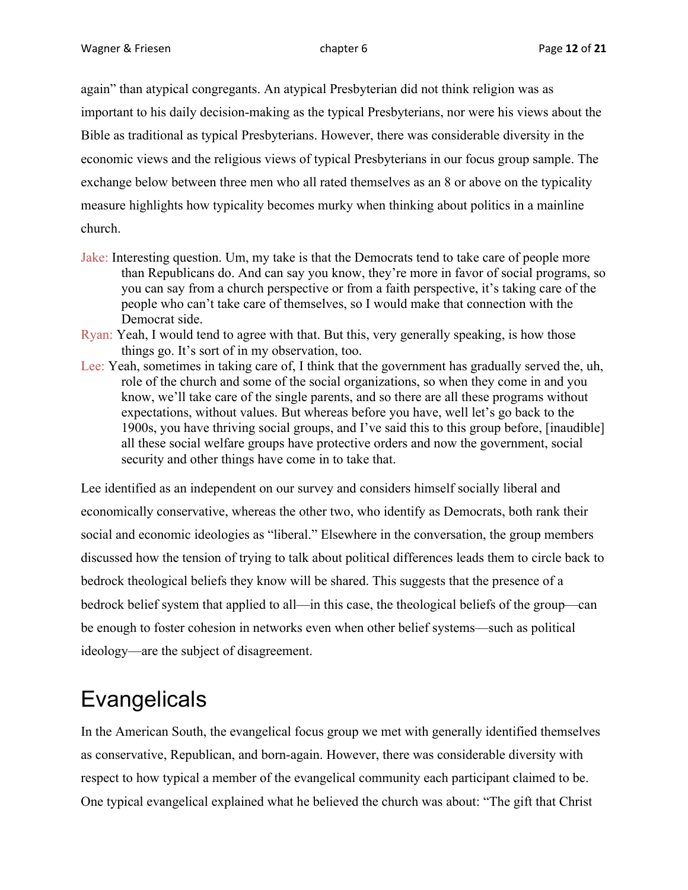again" than atypical congregants. An atypical Presbyterian did not think religion was as important to his daily decision-making as the typical Presbyterians, nor were his views about the Bible as traditional as typical Presbyterians. However, there was considerable diversity in the economic views and the religious views of typical Presbyterians in our focus group sample. The exchange below between three men who all rated themselves as an 8 or above on the typicality measure highlights how typicality becomes murky when thinking about politics in a mainline church.

Jake: Interesting question. Um, my take is that the Democrats tend to take care of people more than Republicans do. And can say you know, they're more in favor of social programs, so you can say from a church perspective or from a faith perspective, it's taking care of the people who can't take care of themselves, so I would make that connection with the Democrat side.

Ryan: Yeah, I would tend to agree with that. But this, very generally speaking, is how those things go. It's sort of in my observation, too.

Lee: Yeah, sometimes in taking care of, I think that the government has gradually served the, uh, role of the church and some of the social organizations, so when they come in and you know, we'll take care of the single parents, and so there are all these programs without expectations, without values. But whereas before you have, well let's go back to the 1900s, you have thriving social groups, and I've said this to this group before, [inaudible] all these social welfare groups have protective orders and now the government, social security and other things have come in to take that.

Lee identified as an independent on our survey and considers himself socially liberal and economically conservative, whereas the other two, who identify as Democrats, both rank their social and economic ideologies as "liberal." Elsewhere in the conversation, the group members discussed how the tension of trying to talk about political differences leads them to circle back to bedrock theological beliefs they know will be shared. This suggests that the presence of a bedrock belief system that applied to all—in this case, the theological beliefs of the group—can be enough to foster cohesion in networks even when other belief systems—such as political ideology—are the subject of disagreement.

# Evangelicals

In the American South, the evangelical focus group we met with generally identified themselves as conservative, Republican, and born-again. However, there was considerable diversity with respect to how typical a member of the evangelical community each participant claimed to be. One typical evangelical explained what he believed the church was about: "The gift that Christ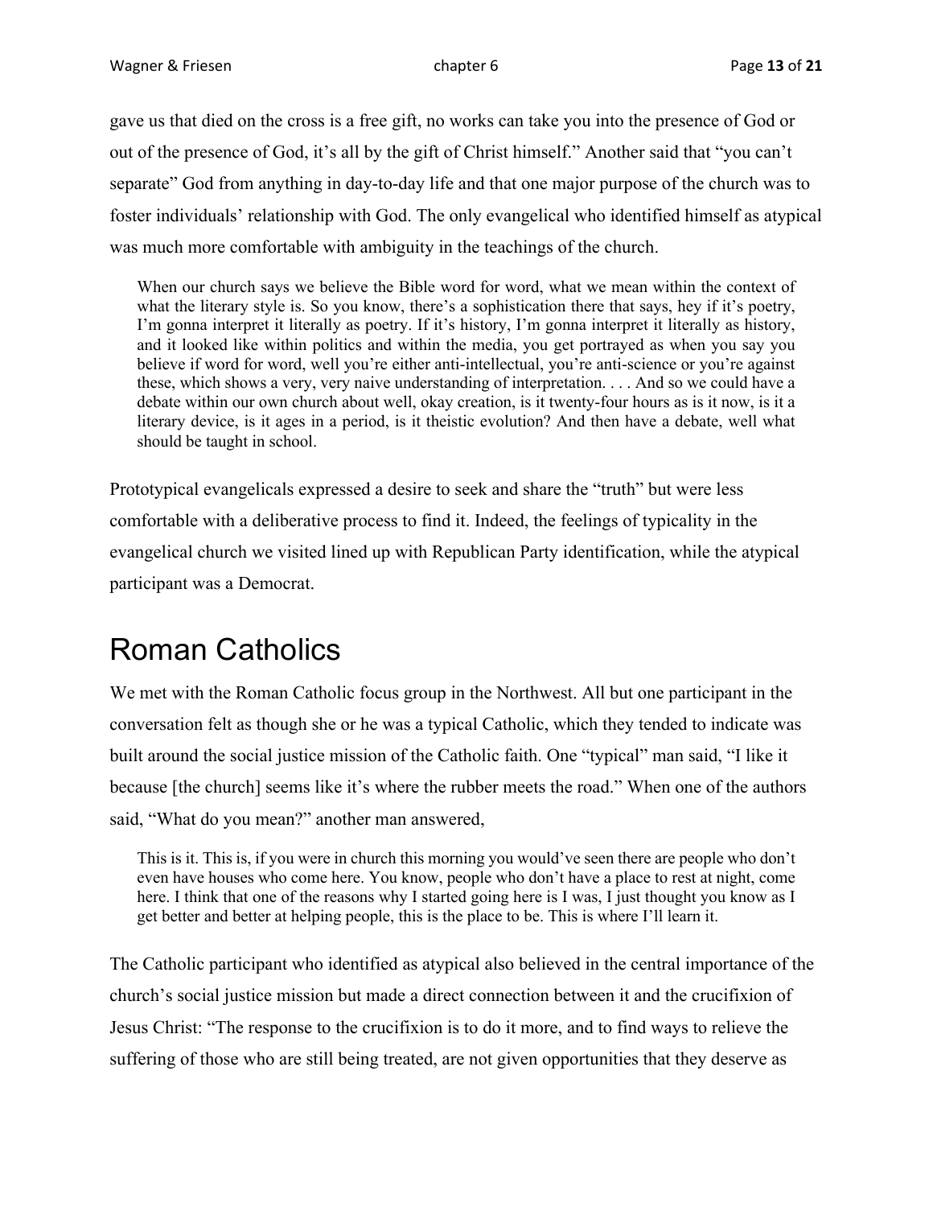gave us that died on the cross is a free gift, no works can take you into the presence of God or out of the presence of God, it's all by the gift of Christ himself." Another said that "you can't separate" God from anything in day-to-day life and that one major purpose of the church was to foster individuals' relationship with God. The only evangelical who identified himself as atypical was much more comfortable with ambiguity in the teachings of the church.

> When our church says we believe the Bible word for word, what we mean within the context of what the literary style is. So you know, there's a sophistication there that says, hey if it's poetry, I'm gonna interpret it literally as poetry. If it's history, I'm gonna interpret it literally as history, and it looked like within politics and within the media, you get portrayed as when you say you believe if word for word, well you're either anti-intellectual, you're anti-science or you're against these, which shows a very, very naive understanding of interpretation. . . . And so we could have a debate within our own church about well, okay creation, is it twenty-four hours as is it now, is it a literary device, is it ages in a period, is it theistic evolution? And then have a debate, well what should be taught in school.

Prototypical evangelicals expressed a desire to seek and share the "truth" but were less comfortable with a deliberative process to find it. Indeed, the feelings of typicality in the evangelical church we visited lined up with Republican Party identification, while the atypical participant was a Democrat.

# Roman Catholics

We met with the Roman Catholic focus group in the Northwest. All but one participant in the conversation felt as though she or he was a typical Catholic, which they tended to indicate was built around the social justice mission of the Catholic faith. One "typical" man said, "I like it because [the church] seems like it's where the rubber meets the road." When one of the authors said, "What do you mean?" another man answered,

> This is it. This is, if you were in church this morning you would've seen there are people who don't even have houses who come here. You know, people who don't have a place to rest at night, come here. I think that one of the reasons why I started going here is I was, I just thought you know as I get better and better at helping people, this is the place to be. This is where I'll learn it.

The Catholic participant who identified as atypical also believed in the central importance of the church's social justice mission but made a direct connection between it and the crucifixion of Jesus Christ: "The response to the crucifixion is to do it more, and to find ways to relieve the suffering of those who are still being treated, are not given opportunities that they deserve as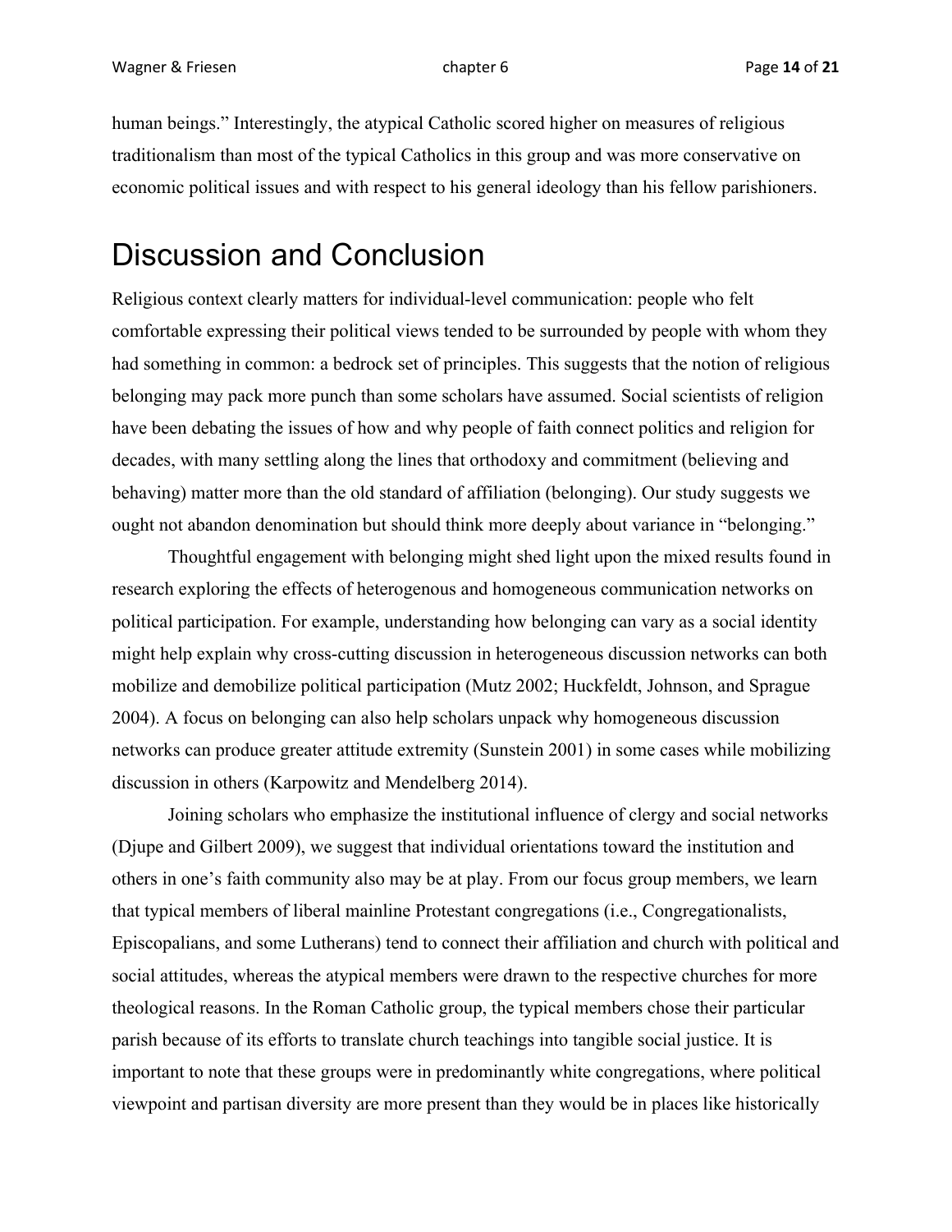human beings." Interestingly, the atypical Catholic scored higher on measures of religious traditionalism than most of the typical Catholics in this group and was more conservative on economic political issues and with respect to his general ideology than his fellow parishioners.

# Discussion and Conclusion

Religious context clearly matters for individual-level communication: people who felt comfortable expressing their political views tended to be surrounded by people with whom they had something in common: a bedrock set of principles. This suggests that the notion of religious belonging may pack more punch than some scholars have assumed. Social scientists of religion have been debating the issues of how and why people of faith connect politics and religion for decades, with many settling along the lines that orthodoxy and commitment (believing and behaving) matter more than the old standard of affiliation (belonging). Our study suggests we ought not abandon denomination but should think more deeply about variance in "belonging."

Thoughtful engagement with belonging might shed light upon the mixed results found in research exploring the effects of heterogenous and homogeneous communication networks on political participation. For example, understanding how belonging can vary as a social identity might help explain why cross-cutting discussion in heterogeneous discussion networks can both mobilize and demobilize political participation (Mutz 2002; Huckfeldt, Johnson, and Sprague 2004). A focus on belonging can also help scholars unpack why homogeneous discussion networks can produce greater attitude extremity (Sunstein 2001) in some cases while mobilizing discussion in others (Karpowitz and Mendelberg 2014).

Joining scholars who emphasize the institutional influence of clergy and social networks (Djupe and Gilbert 2009), we suggest that individual orientations toward the institution and others in one's faith community also may be at play. From our focus group members, we learn that typical members of liberal mainline Protestant congregations (i.e., Congregationalists, Episcopalians, and some Lutherans) tend to connect their affiliation and church with political and social attitudes, whereas the atypical members were drawn to the respective churches for more theological reasons. In the Roman Catholic group, the typical members chose their particular parish because of its efforts to translate church teachings into tangible social justice. It is important to note that these groups were in predominantly white congregations, where political viewpoint and partisan diversity are more present than they would be in places like historically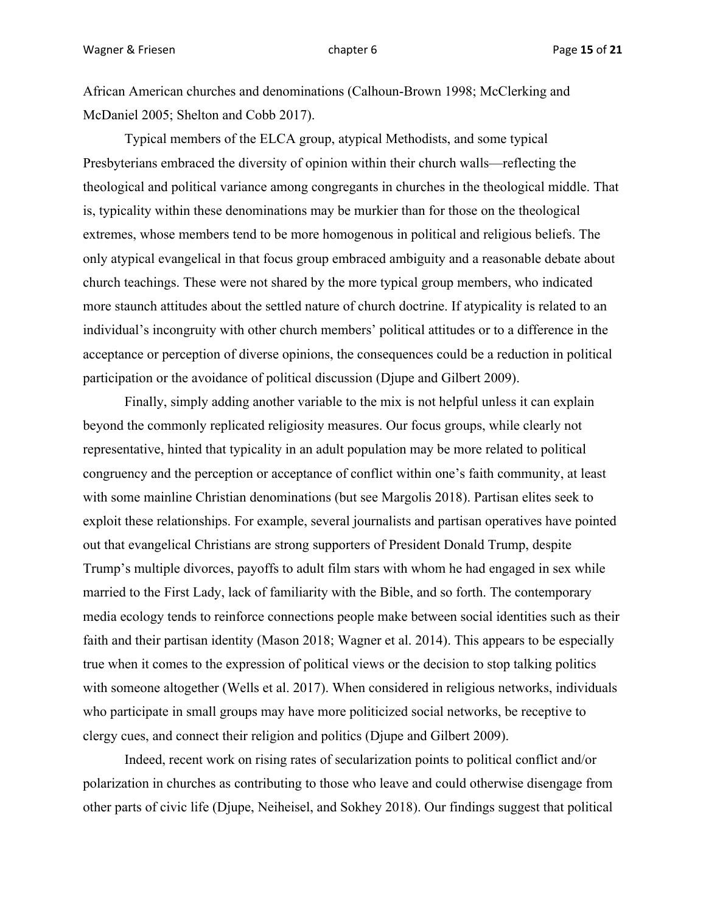African American churches and denominations (Calhoun-Brown 1998; McClerking and McDaniel 2005; Shelton and Cobb 2017).

Typical members of the ELCA group, atypical Methodists, and some typical Presbyterians embraced the diversity of opinion within their church walls—reflecting the theological and political variance among congregants in churches in the theological middle. That is, typicality within these denominations may be murkier than for those on the theological extremes, whose members tend to be more homogenous in political and religious beliefs. The only atypical evangelical in that focus group embraced ambiguity and a reasonable debate about church teachings. These were not shared by the more typical group members, who indicated more staunch attitudes about the settled nature of church doctrine. If atypicality is related to an individual's incongruity with other church members' political attitudes or to a difference in the acceptance or perception of diverse opinions, the consequences could be a reduction in political participation or the avoidance of political discussion (Djupe and Gilbert 2009).

Finally, simply adding another variable to the mix is not helpful unless it can explain beyond the commonly replicated religiosity measures. Our focus groups, while clearly not representative, hinted that typicality in an adult population may be more related to political congruency and the perception or acceptance of conflict within one's faith community, at least with some mainline Christian denominations (but see Margolis 2018). Partisan elites seek to exploit these relationships. For example, several journalists and partisan operatives have pointed out that evangelical Christians are strong supporters of President Donald Trump, despite Trump's multiple divorces, payoffs to adult film stars with whom he had engaged in sex while married to the First Lady, lack of familiarity with the Bible, and so forth. The contemporary media ecology tends to reinforce connections people make between social identities such as their faith and their partisan identity (Mason 2018; Wagner et al. 2014). This appears to be especially true when it comes to the expression of political views or the decision to stop talking politics with someone altogether (Wells et al. 2017). When considered in religious networks, individuals who participate in small groups may have more politicized social networks, be receptive to clergy cues, and connect their religion and politics (Djupe and Gilbert 2009).

Indeed, recent work on rising rates of secularization points to political conflict and/or polarization in churches as contributing to those who leave and could otherwise disengage from other parts of civic life (Djupe, Neiheisel, and Sokhey 2018). Our findings suggest that political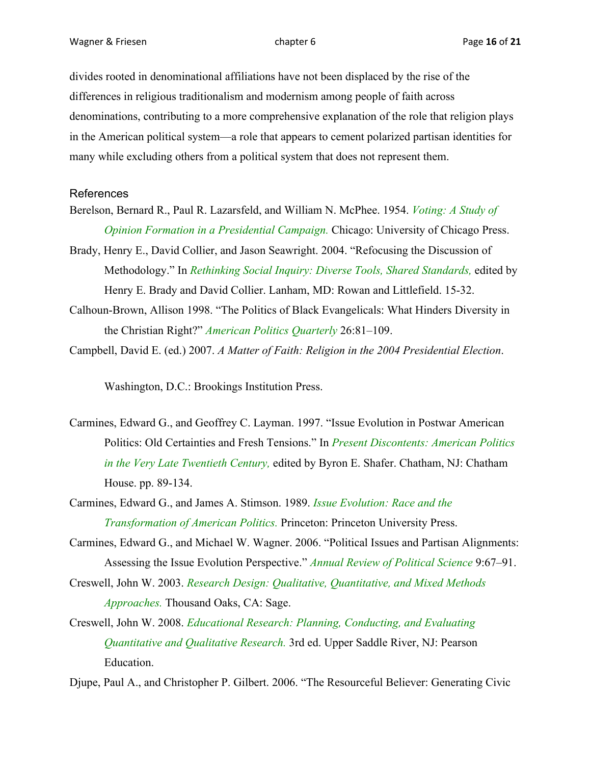divides rooted in denominational affiliations have not been displaced by the rise of the differences in religious traditionalism and modernism among people of faith across denominations, contributing to a more comprehensive explanation of the role that religion plays in the American political system—a role that appears to cement polarized partisan identities for many while excluding others from a political system that does not represent them.

## References

Berelson, Bernard R., Paul R. Lazarsfeld, and William N. McPhee. 1954. *Voting: A Study of Opinion Formation in a Presidential Campaign.* Chicago: University of Chicago Press.

Brady, Henry E., David Collier, and Jason Seawright. 2004. "Refocusing the Discussion of Methodology." In *Rethinking Social Inquiry: Diverse Tools, Shared Standards,* edited by Henry E. Brady and David Collier. Lanham, MD: Rowan and Littlefield. 15-32.

Calhoun-Brown, Allison 1998. "The Politics of Black Evangelicals: What Hinders Diversity in the Christian Right?" *American Politics Quarterly* 26:81–109.

Campbell, David E. (ed.) 2007. *A Matter of Faith: Religion in the 2004 Presidential Election*. Washington, D.C.: Brookings Institution Press.

Carmines, Edward G., and Geoffrey C. Layman. 1997. "Issue Evolution in Postwar American Politics: Old Certainties and Fresh Tensions." In *Present Discontents: American Politics in the Very Late Twentieth Century,* edited by Byron E. Shafer. Chatham, NJ: Chatham House. pp. 89-134.

Carmines, Edward G., and James A. Stimson. 1989. *Issue Evolution: Race and the Transformation of American Politics.* Princeton: Princeton University Press.

Carmines, Edward G., and Michael W. Wagner. 2006. "Political Issues and Partisan Alignments: Assessing the Issue Evolution Perspective." *Annual Review of Political Science* 9:67–91.

Creswell, John W. 2003. *Research Design: Qualitative, Quantitative, and Mixed Methods Approaches.* Thousand Oaks, CA: Sage.

Creswell, John W. 2008. *Educational Research: Planning, Conducting, and Evaluating Quantitative and Qualitative Research.* 3rd ed. Upper Saddle River, NJ: Pearson Education.

Djupe, Paul A., and Christopher P. Gilbert. 2006. "The Resourceful Believer: Generating Civic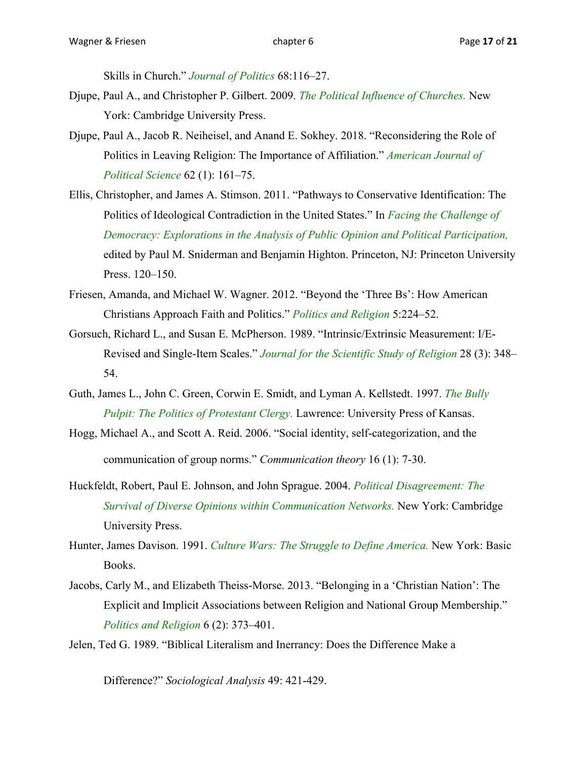Skills in Church." *Journal of Politics* 68:116–27.

Djupe, Paul A., and Christopher P. Gilbert. 2009. *The Political Influence of Churches.* New York: Cambridge University Press.

Djupe, Paul A., Jacob R. Neiheisel, and Anand E. Sokhey. 2018. "Reconsidering the Role of Politics in Leaving Religion: The Importance of Affiliation." *American Journal of Political Science* 62 (1): 161–75.

Ellis, Christopher, and James A. Stimson. 2011. "Pathways to Conservative Identification: The Politics of Ideological Contradiction in the United States." In *Facing the Challenge of Democracy: Explorations in the Analysis of Public Opinion and Political Participation,* edited by Paul M. Sniderman and Benjamin Highton. Princeton, NJ: Princeton University Press. 120–150.

Friesen, Amanda, and Michael W. Wagner. 2012. "Beyond the 'Three Bs': How American Christians Approach Faith and Politics." *Politics and Religion* 5:224–52.

Gorsuch, Richard L., and Susan E. McPherson. 1989. "Intrinsic/Extrinsic Measurement: I/E-Revised and Single-Item Scales." *Journal for the Scientific Study of Religion* 28 (3): 348–54.

Guth, James L., John C. Green, Corwin E. Smidt, and Lyman A. Kellstedt. 1997. *The Bully Pulpit: The Politics of Protestant Clergy.* Lawrence: University Press of Kansas.

Hogg, Michael A., and Scott A. Reid. 2006. "Social identity, self-categorization, and the communication of group norms." *Communication theory* 16 (1): 7-30.

Huckfeldt, Robert, Paul E. Johnson, and John Sprague. 2004. *Political Disagreement: The Survival of Diverse Opinions within Communication Networks.* New York: Cambridge University Press.

Hunter, James Davison. 1991. *Culture Wars: The Struggle to Define America.* New York: Basic Books.

Jacobs, Carly M., and Elizabeth Theiss-Morse. 2013. "Belonging in a 'Christian Nation': The Explicit and Implicit Associations between Religion and National Group Membership." *Politics and Religion* 6 (2): 373–401.

Jelen, Ted G. 1989. "Biblical Literalism and Inerrancy: Does the Difference Make a Difference?" *Sociological Analysis* 49: 421-429.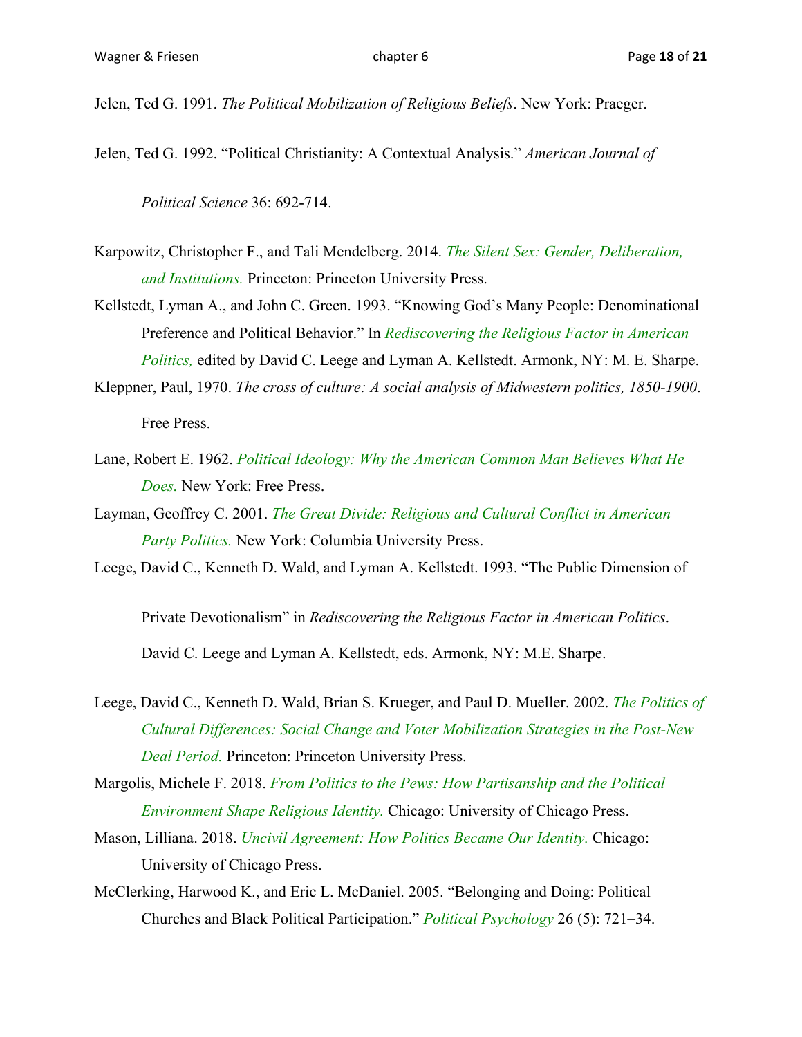Jelen, Ted G. 1991. *The Political Mobilization of Religious Beliefs*. New York: Praeger.

Jelen, Ted G. 1992. "Political Christianity: A Contextual Analysis." *American Journal of Political Science* 36: 692-714.

Karpowitz, Christopher F., and Tali Mendelberg. 2014. *The Silent Sex: Gender, Deliberation, and Institutions.* Princeton: Princeton University Press.

Kellstedt, Lyman A., and John C. Green. 1993. "Knowing God's Many People: Denominational Preference and Political Behavior." In *Rediscovering the Religious Factor in American Politics,* edited by David C. Leege and Lyman A. Kellstedt. Armonk, NY: M. E. Sharpe.

Kleppner, Paul, 1970. *The cross of culture: A social analysis of Midwestern politics, 1850-1900*. Free Press.

Lane, Robert E. 1962. *Political Ideology: Why the American Common Man Believes What He Does.* New York: Free Press.

Layman, Geoffrey C. 2001. *The Great Divide: Religious and Cultural Conflict in American Party Politics.* New York: Columbia University Press.

Leege, David C., Kenneth D. Wald, and Lyman A. Kellstedt. 1993. "The Public Dimension of Private Devotionalism" in *Rediscovering the Religious Factor in American Politics*. David C. Leege and Lyman A. Kellstedt, eds. Armonk, NY: M.E. Sharpe.

Leege, David C., Kenneth D. Wald, Brian S. Krueger, and Paul D. Mueller. 2002. *The Politics of Cultural Differences: Social Change and Voter Mobilization Strategies in the Post-New Deal Period.* Princeton: Princeton University Press.

Margolis, Michele F. 2018. *From Politics to the Pews: How Partisanship and the Political Environment Shape Religious Identity.* Chicago: University of Chicago Press.

Mason, Lilliana. 2018. *Uncivil Agreement: How Politics Became Our Identity.* Chicago: University of Chicago Press.

McClerking, Harwood K., and Eric L. McDaniel. 2005. "Belonging and Doing: Political Churches and Black Political Participation." *Political Psychology* 26 (5): 721–34.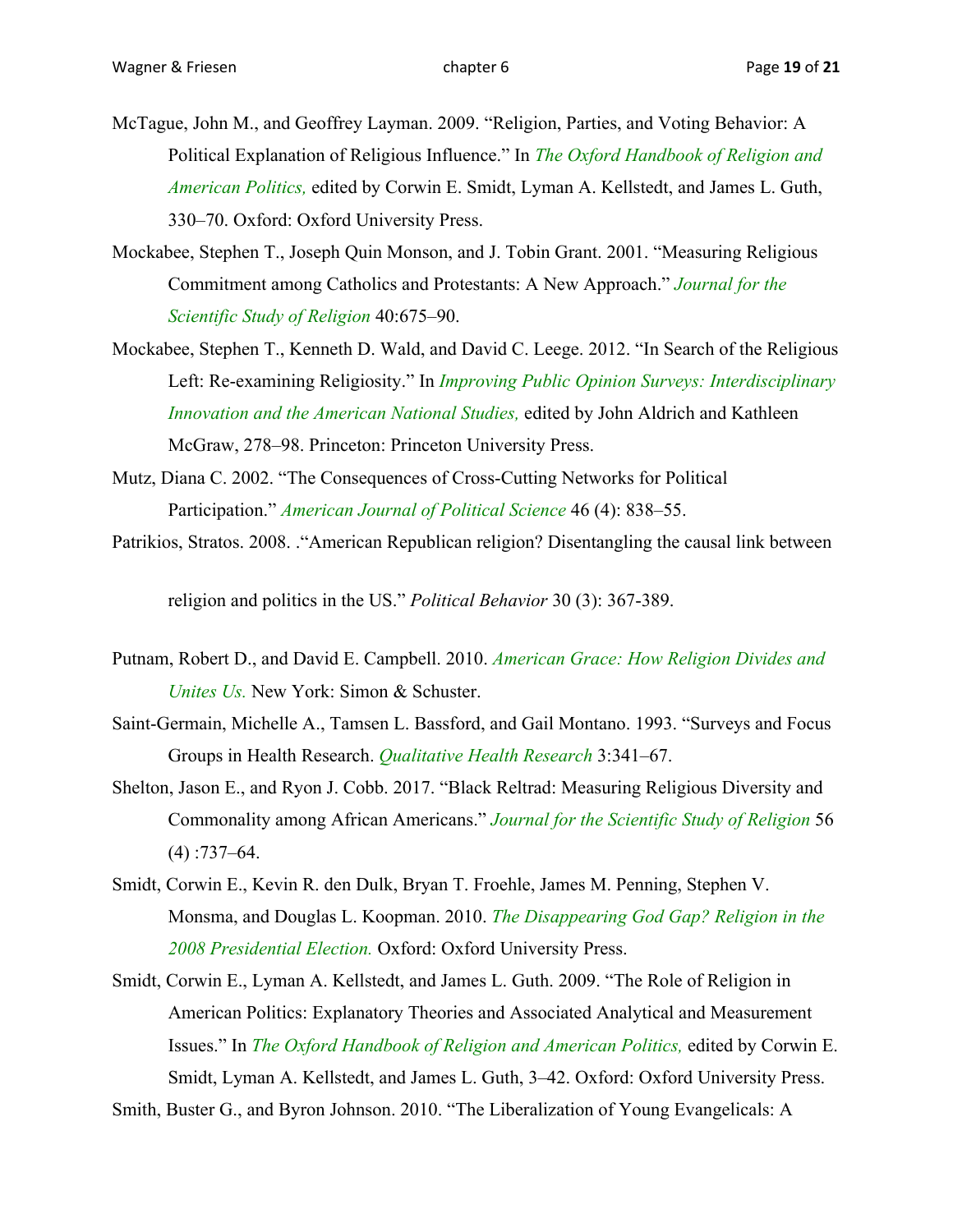McTague, John M., and Geoffrey Layman. 2009. "Religion, Parties, and Voting Behavior: A Political Explanation of Religious Influence." In *The Oxford Handbook of Religion and American Politics,* edited by Corwin E. Smidt, Lyman A. Kellstedt, and James L. Guth, 330–70. Oxford: Oxford University Press.

Mockabee, Stephen T., Joseph Quin Monson, and J. Tobin Grant. 2001. "Measuring Religious Commitment among Catholics and Protestants: A New Approach." *Journal for the Scientific Study of Religion* 40:675–90.

Mockabee, Stephen T., Kenneth D. Wald, and David C. Leege. 2012. "In Search of the Religious Left: Re-examining Religiosity." In *Improving Public Opinion Surveys: Interdisciplinary Innovation and the American National Studies,* edited by John Aldrich and Kathleen McGraw, 278–98. Princeton: Princeton University Press.

Mutz, Diana C. 2002. "The Consequences of Cross-Cutting Networks for Political Participation." *American Journal of Political Science* 46 (4): 838–55.

Patrikios, Stratos. 2008. ."American Republican religion? Disentangling the causal link between religion and politics in the US." *Political Behavior* 30 (3): 367-389.

Putnam, Robert D., and David E. Campbell. 2010. *American Grace: How Religion Divides and Unites Us.* New York: Simon & Schuster.

Saint-Germain, Michelle A., Tamsen L. Bassford, and Gail Montano. 1993. "Surveys and Focus Groups in Health Research. *Qualitative Health Research* 3:341–67.

Shelton, Jason E., and Ryon J. Cobb. 2017. "Black Reltrad: Measuring Religious Diversity and Commonality among African Americans." *Journal for the Scientific Study of Religion* 56 (4) :737–64.

Smidt, Corwin E., Kevin R. den Dulk, Bryan T. Froehle, James M. Penning, Stephen V. Monsma, and Douglas L. Koopman. 2010. *The Disappearing God Gap? Religion in the 2008 Presidential Election.* Oxford: Oxford University Press.

Smidt, Corwin E., Lyman A. Kellstedt, and James L. Guth. 2009. "The Role of Religion in American Politics: Explanatory Theories and Associated Analytical and Measurement Issues." In *The Oxford Handbook of Religion and American Politics,* edited by Corwin E. Smidt, Lyman A. Kellstedt, and James L. Guth, 3–42. Oxford: Oxford University Press.

Smith, Buster G., and Byron Johnson. 2010. "The Liberalization of Young Evangelicals: A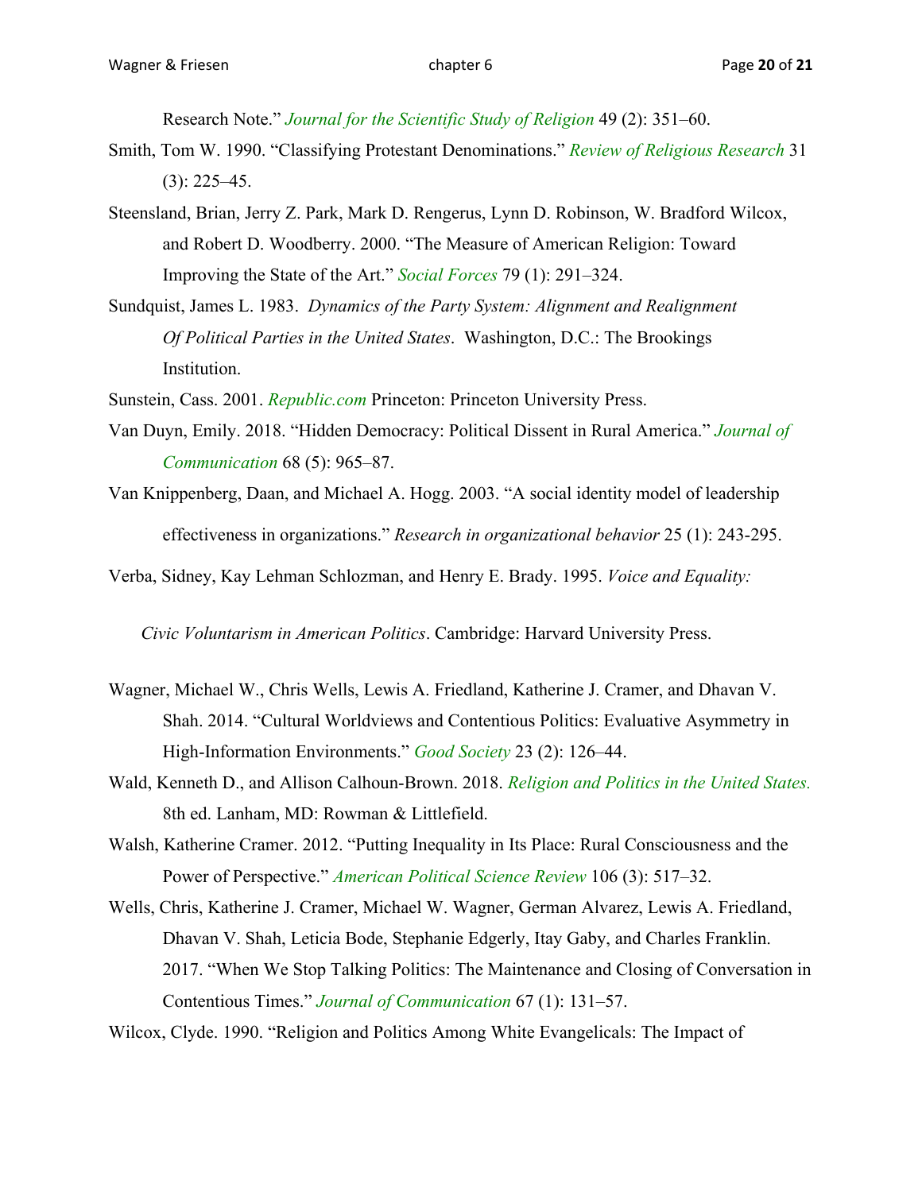Research Note." *Journal for the Scientific Study of Religion* 49 (2): 351–60.

Smith, Tom W. 1990. "Classifying Protestant Denominations." *Review of Religious Research* 31 (3): 225–45.

Steensland, Brian, Jerry Z. Park, Mark D. Rengerus, Lynn D. Robinson, W. Bradford Wilcox, and Robert D. Woodberry. 2000. "The Measure of American Religion: Toward Improving the State of the Art." *Social Forces* 79 (1): 291–324.

Sundquist, James L. 1983. *Dynamics of the Party System: Alignment and Realignment Of Political Parties in the United States*. Washington, D.C.: The Brookings Institution.

Sunstein, Cass. 2001. *Republic.com* Princeton: Princeton University Press.

Van Duyn, Emily. 2018. "Hidden Democracy: Political Dissent in Rural America." *Journal of Communication* 68 (5): 965–87.

Van Knippenberg, Daan, and Michael A. Hogg. 2003. "A social identity model of leadership effectiveness in organizations." *Research in organizational behavior* 25 (1): 243-295.

Verba, Sidney, Kay Lehman Schlozman, and Henry E. Brady. 1995. *Voice and Equality: Civic Voluntarism in American Politics*. Cambridge: Harvard University Press.

Wagner, Michael W., Chris Wells, Lewis A. Friedland, Katherine J. Cramer, and Dhavan V. Shah. 2014. "Cultural Worldviews and Contentious Politics: Evaluative Asymmetry in High-Information Environments." *Good Society* 23 (2): 126–44.

Wald, Kenneth D., and Allison Calhoun-Brown. 2018. *Religion and Politics in the United States.* 8th ed. Lanham, MD: Rowman & Littlefield.

Walsh, Katherine Cramer. 2012. "Putting Inequality in Its Place: Rural Consciousness and the Power of Perspective." *American Political Science Review* 106 (3): 517–32.

Wells, Chris, Katherine J. Cramer, Michael W. Wagner, German Alvarez, Lewis A. Friedland, Dhavan V. Shah, Leticia Bode, Stephanie Edgerly, Itay Gaby, and Charles Franklin. 2017. "When We Stop Talking Politics: The Maintenance and Closing of Conversation in Contentious Times." *Journal of Communication* 67 (1): 131–57.

Wilcox, Clyde. 1990. "Religion and Politics Among White Evangelicals: The Impact of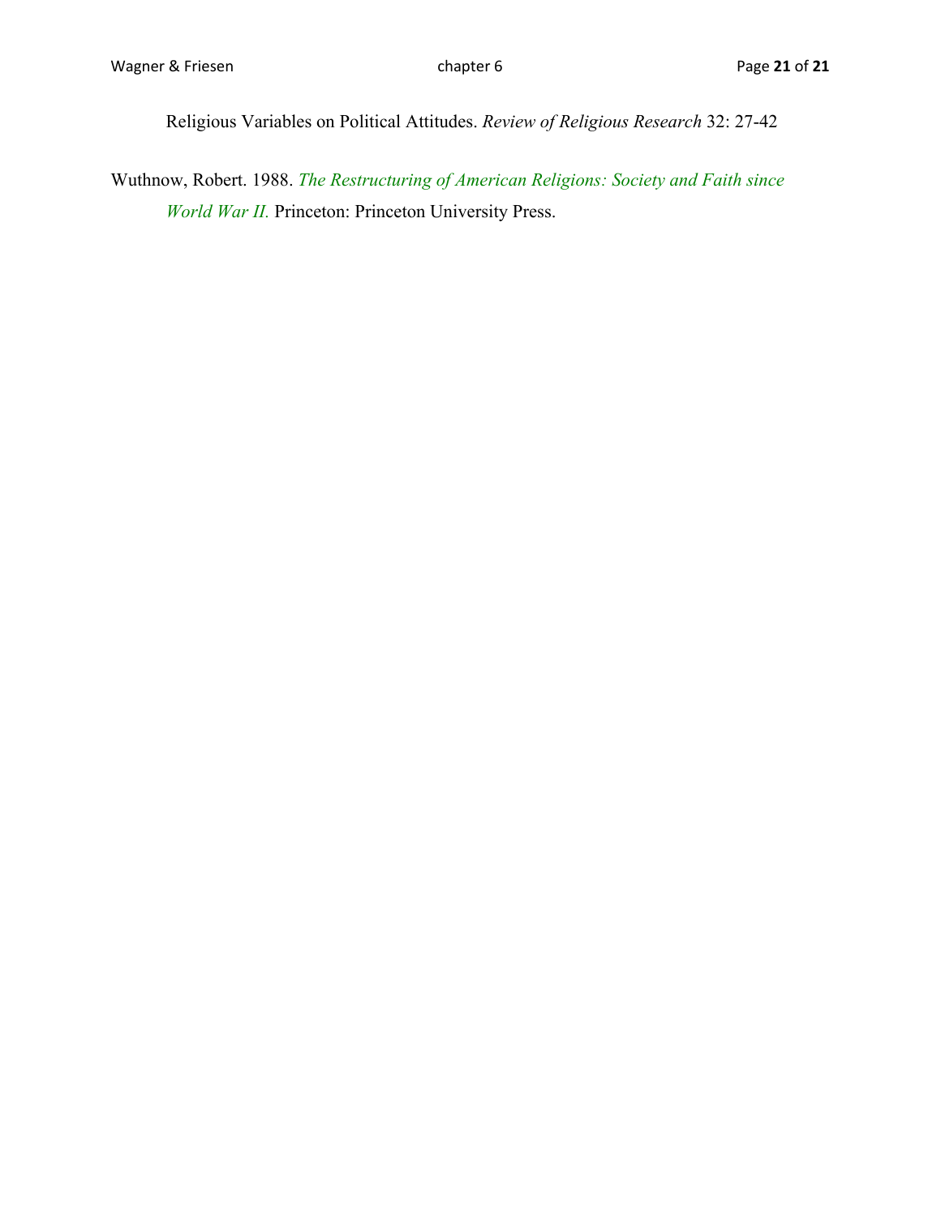Religious Variables on Political Attitudes. *Review of Religious Research* 32: 27-42

Wuthnow, Robert. 1988. *The Restructuring of American Religions: Society and Faith since World War II.* Princeton: Princeton University Press.